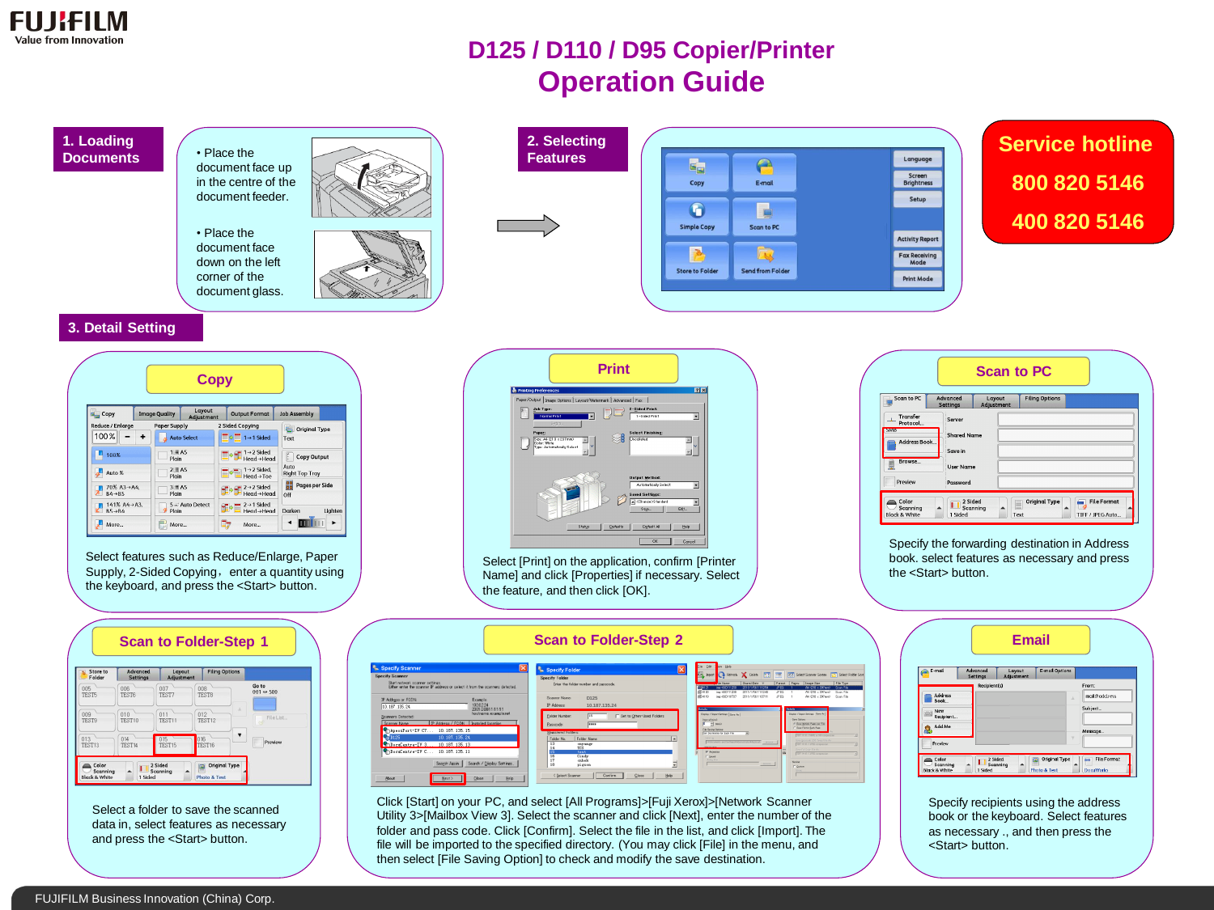FUJIFILM
Value from Innovation

# D125 / D110 / D95 Copier/Printer
# Operation Guide

**Service hotline**
**800 820 5146**
**400 820 5146**

## 1. Loading Documents

- Place the document face up in the centre of the document feeder.
- Place the document face down on the left corner of the document glass.

## 2. Selecting Features

## 3. Detail Setting

### Copy

Select features such as Reduce/Enlarge, Paper Supply, 2-Sided Copying，enter a quantity using the keyboard, and press the <Start> button.

### Print

Select [Print] on the application, confirm [Printer Name] and click [Properties] if necessary. Select the feature, and then click [OK].

### Scan to PC

Specify the forwarding destination in Address book. select features as necessary and press the <Start> button.

### Scan to Folder-Step 1

Select a folder to save the scanned data in, select features as necessary and press the <Start> button.

### Scan to Folder-Step 2

Click [Start] on your PC, and select [All Programs]>[Fuji Xerox]>[Network Scanner Utility 3>[Mailbox View 3]. Select the scanner and click [Next], enter the number of the folder and pass code. Click [Confirm]. Select the file in the list, and click [Import]. The file will be imported to the specified directory. (You may click [File] in the menu, and then select [File Saving Option] to check and modify the save destination.

### Email

Specify recipients using the address book or the keyboard. Select features as necessary ., and then press the <Start> button.

FUJIFILM Business Innovation (China) Corp.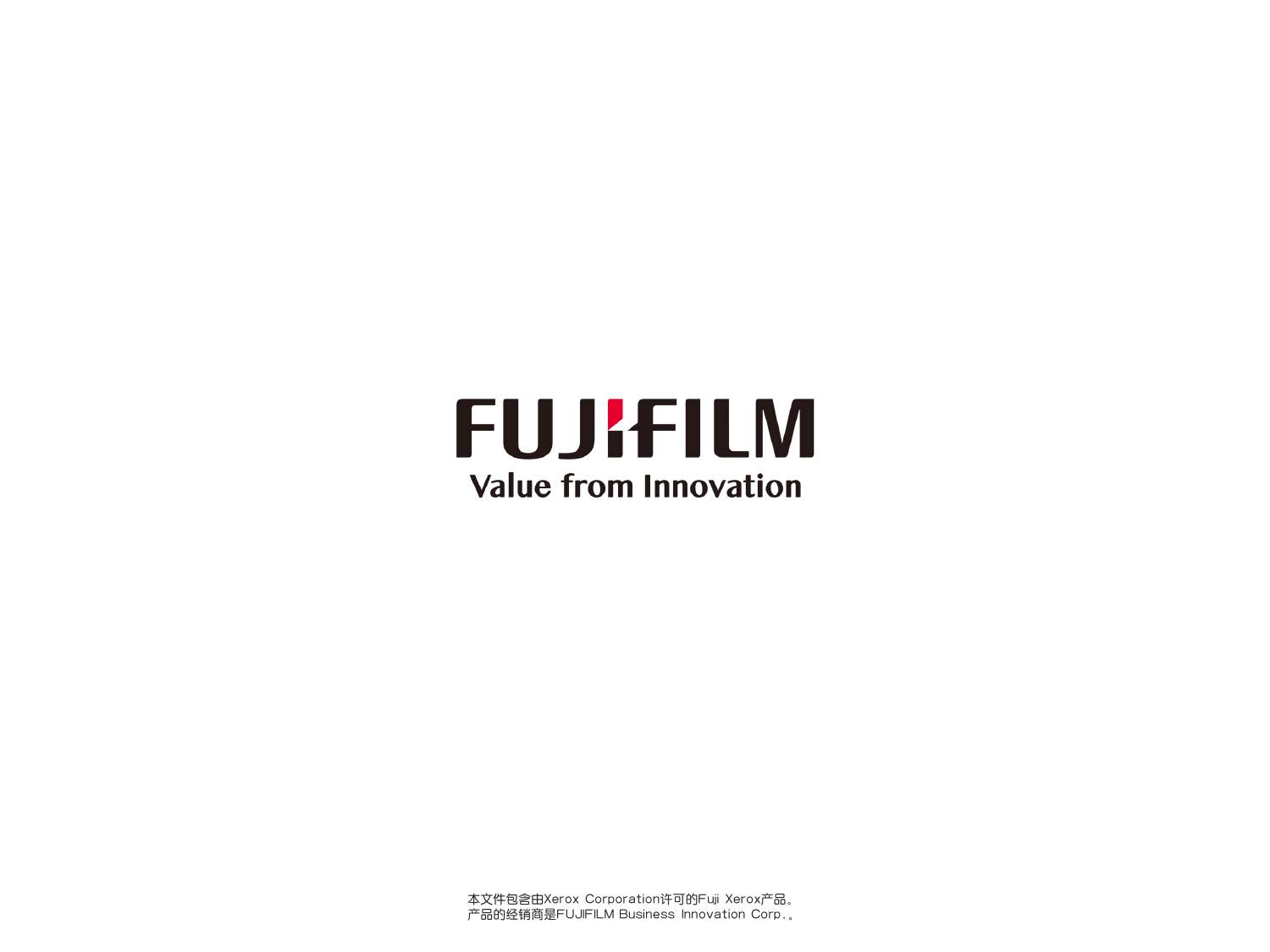FUJIFILM

Value from Innovation

本文件包含由Xerox Corporation许可的Fuji Xerox产品。
产品的经销商是FUJIFILM Business Innovation Corp.。